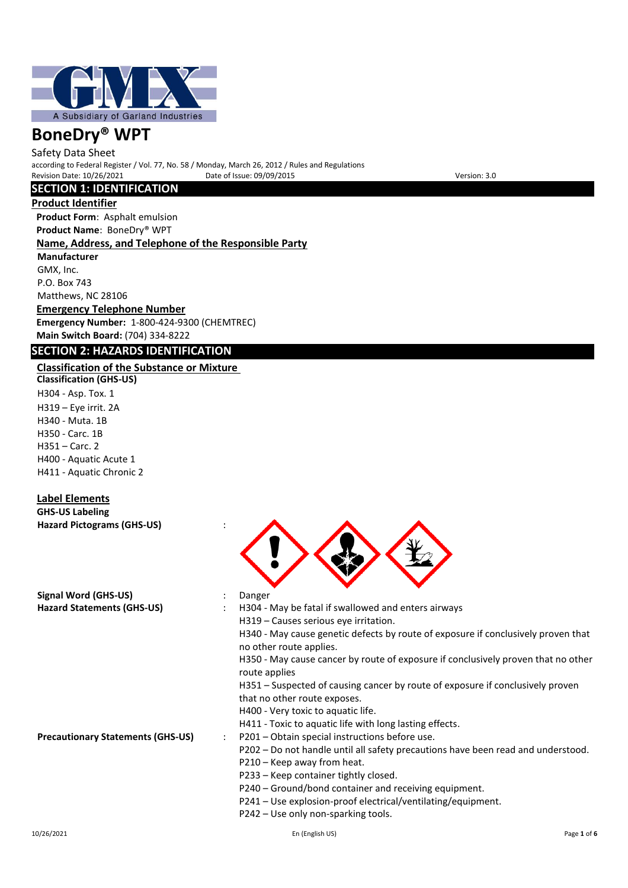# BoneDry® WPT

Safety Data Sheet

according to Federal Register / Vol. 77, No. 58 / Monday, March 26, 2012 / Rules and Regulations

Revision Date: 10/26/2021 Date of Issue: 09/09/2015 Version: 3.0

## SECTION 1: IDENTIFICATION

### Product Identifier

**Product Form**: Asphalt emulsion

**Product Name**: BoneDry® WPT

### Name, Address, and Telephone of the Responsible Party

**Manufacturer**

GMX, Inc.

P.O. Box 743

Matthews, NC 28106

### Emergency Telephone Number

**Emergency Number:** 1-800-424-9300 (CHEMTREC)

**Main Switch Board:** (704) 334-8222

## SECTION 2: HAZARDS IDENTIFICATION

### Classification of the Substance or Mixture

**Classification (GHS-US)**

H304 - Asp. Tox. 1

H319 – Eye irrit. 2A

H340 - Muta. 1B

H350 - Carc. 1B

H351 – Carc. 2

H400 - Aquatic Acute 1

H411 - Aquatic Chronic 2

### Label Elements

**GHS-US Labeling**

**Hazard Pictograms (GHS-US)** :

**Signal Word (GHS-US)** : Danger

**Hazard Statements (GHS-US)** :

H304 - May be fatal if swallowed and enters airways

H319 – Causes serious eye irritation.

H340 - May cause genetic defects by route of exposure if conclusively proven that no other route applies.

H350 - May cause cancer by route of exposure if conclusively proven that no other route applies

H351 – Suspected of causing cancer by route of exposure if conclusively proven that no other route exposes.

H400 - Very toxic to aquatic life.

H411 - Toxic to aquatic life with long lasting effects.

**Precautionary Statements (GHS-US)** :

P201 – Obtain special instructions before use.

P202 – Do not handle until all safety precautions have been read and understood.

P210 – Keep away from heat.

P233 – Keep container tightly closed.

P240 – Ground/bond container and receiving equipment.

P241 – Use explosion-proof electrical/ventilating/equipment.

P242 – Use only non-sparking tools.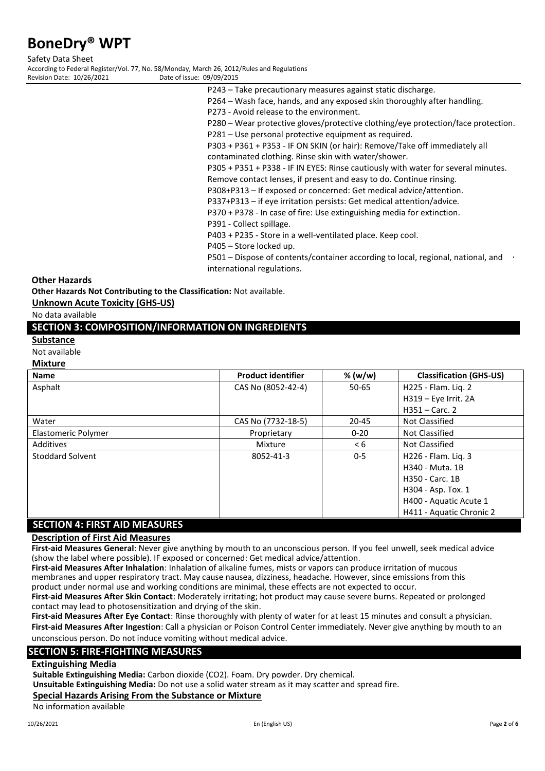P243 – Take precautionary measures against static discharge.
P264 – Wash face, hands, and any exposed skin thoroughly after handling.
P273 - Avoid release to the environment.
P280 – Wear protective gloves/protective clothing/eye protection/face protection.
P281 – Use personal protective equipment as required.
P303 + P361 + P353 - IF ON SKIN (or hair): Remove/Take off immediately all contaminated clothing. Rinse skin with water/shower.
P305 + P351 + P338 - IF IN EYES: Rinse cautiously with water for several minutes. Remove contact lenses, if present and easy to do. Continue rinsing.
P308+P313 – If exposed or concerned: Get medical advice/attention.
P337+P313 – if eye irritation persists: Get medical attention/advice.
P370 + P378 - In case of fire: Use extinguishing media for extinction.
P391 - Collect spillage.
P403 + P235 - Store in a well-ventilated place. Keep cool.
P405 – Store locked up.
P501 – Dispose of contents/container according to local, regional, national, and international regulations.

**Other Hazards**

**Other Hazards Not Contributing to the Classification:** Not available.

**Unknown Acute Toxicity (GHS-US)**

No data available

## SECTION 3: COMPOSITION/INFORMATION ON INGREDIENTS

**Substance**

Not available

**Mixture**

| Name | Product identifier | % (w/w) | Classification (GHS-US) |
|---|---|---|---|
| Asphalt | CAS No (8052-42-4) | 50-65 | H225 - Flam. Liq. 2<br>H319 – Eye Irrit. 2A<br>H351 – Carc. 2 |
| Water | CAS No (7732-18-5) | 20-45 | Not Classified |
| Elastomeric Polymer | Proprietary | 0-20 | Not Classified |
| Additives | Mixture | < 6 | Not Classified |
| Stoddard Solvent | 8052-41-3 | 0-5 | H226 - Flam. Liq. 3<br>H340 - Muta. 1B<br>H350 - Carc. 1B<br>H304 - Asp. Tox. 1<br>H400 - Aquatic Acute 1<br>H411 - Aquatic Chronic 2 |

## SECTION 4: FIRST AID MEASURES

**Description of First Aid Measures**

**First-aid Measures General**: Never give anything by mouth to an unconscious person. If you feel unwell, seek medical advice (show the label where possible). IF exposed or concerned: Get medical advice/attention.

**First-aid Measures After Inhalation**: Inhalation of alkaline fumes, mists or vapors can produce irritation of mucous membranes and upper respiratory tract. May cause nausea, dizziness, headache. However, since emissions from this product under normal use and working conditions are minimal, these effects are not expected to occur.

**First-aid Measures After Skin Contact**: Moderately irritating; hot product may cause severe burns. Repeated or prolonged contact may lead to photosensitization and drying of the skin.

**First-aid Measures After Eye Contact**: Rinse thoroughly with plenty of water for at least 15 minutes and consult a physician.

**First-aid Measures After Ingestion**: Call a physician or Poison Control Center immediately. Never give anything by mouth to an unconscious person. Do not induce vomiting without medical advice.

## SECTION 5: FIRE-FIGHTING MEASURES

**Extinguishing Media**

**Suitable Extinguishing Media:** Carbon dioxide ($CO_2$). Foam. Dry powder. Dry chemical.

**Unsuitable Extinguishing Media:** Do not use a solid water stream as it may scatter and spread fire.

**Special Hazards Arising From the Substance or Mixture**

No information available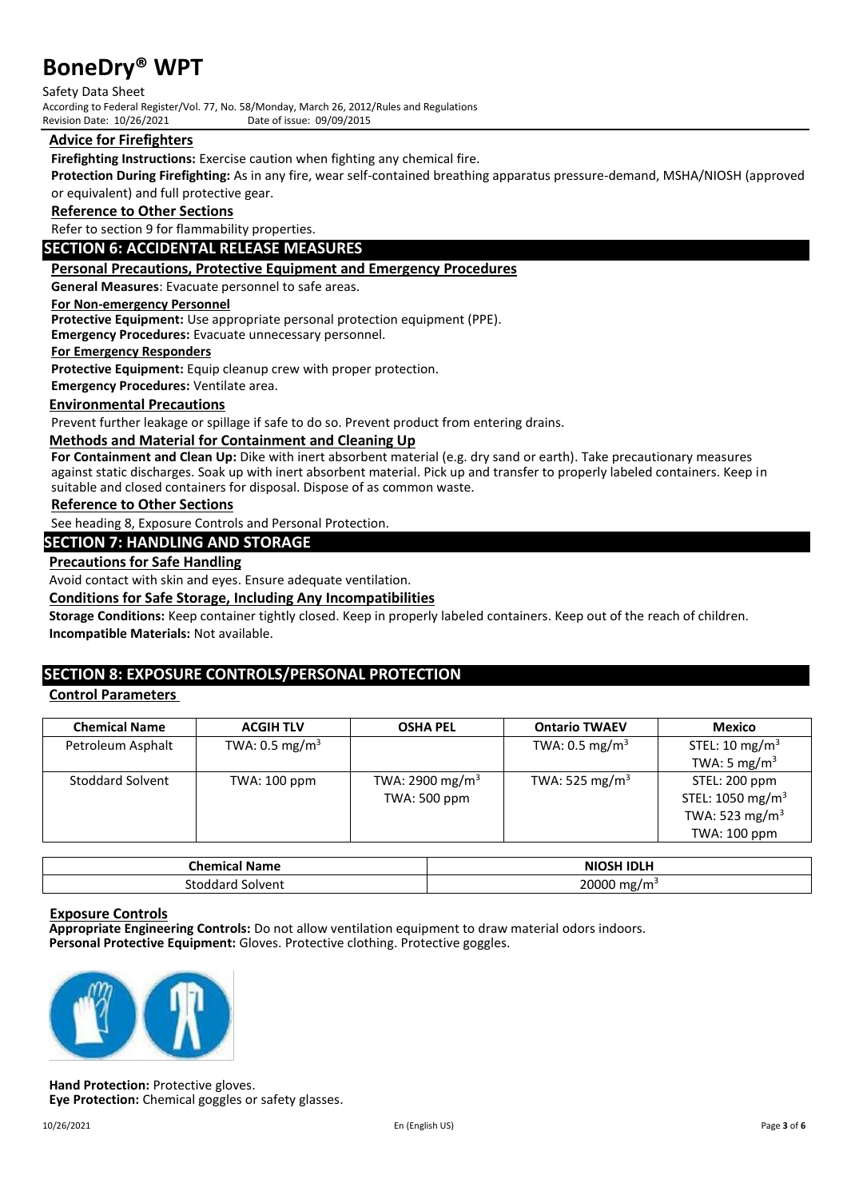### Advice for Firefighters

**Firefighting Instructions:** Exercise caution when fighting any chemical fire.

**Protection During Firefighting:** As in any fire, wear self-contained breathing apparatus pressure-demand, MSHA/NIOSH (approved or equivalent) and full protective gear.

### Reference to Other Sections

Refer to section 9 for flammability properties.

## SECTION 6: ACCIDENTAL RELEASE MEASURES

### Personal Precautions, Protective Equipment and Emergency Procedures

**General Measures**: Evacuate personnel to safe areas.

**For Non-emergency Personnel**

**Protective Equipment:** Use appropriate personal protection equipment (PPE).

**Emergency Procedures:** Evacuate unnecessary personnel.

**For Emergency Responders**

**Protective Equipment:** Equip cleanup crew with proper protection.

**Emergency Procedures:** Ventilate area.

### Environmental Precautions

Prevent further leakage or spillage if safe to do so. Prevent product from entering drains.

### Methods and Material for Containment and Cleaning Up

**For Containment and Clean Up:** Dike with inert absorbent material (e.g. dry sand or earth). Take precautionary measures against static discharges. Soak up with inert absorbent material. Pick up and transfer to properly labeled containers. Keep in suitable and closed containers for disposal. Dispose of as common waste.

### Reference to Other Sections

See heading 8, Exposure Controls and Personal Protection.

## SECTION 7: HANDLING AND STORAGE

### Precautions for Safe Handling

Avoid contact with skin and eyes. Ensure adequate ventilation.

### Conditions for Safe Storage, Including Any Incompatibilities

**Storage Conditions:** Keep container tightly closed. Keep in properly labeled containers. Keep out of the reach of children.

**Incompatible Materials:** Not available.

## SECTION 8: EXPOSURE CONTROLS/PERSONAL PROTECTION

### Control Parameters

| Chemical Name | ACGIH TLV | OSHA PEL | Ontario TWAEV | Mexico |
|---|---|---|---|---|
| Petroleum Asphalt | TWA: 0.5 mg/m³ | | TWA: 0.5 mg/m³ | STEL: 10 mg/m³<br>TWA: 5 mg/m³ |
| Stoddard Solvent | TWA: 100 ppm | TWA: 2900 mg/m³<br>TWA: 500 ppm | TWA: 525 mg/m³ | STEL: 200 ppm<br>STEL: 1050 mg/m³<br>TWA: 523 mg/m³<br>TWA: 100 ppm |

| Chemical Name | NIOSH IDLH |
|---|---|
| Stoddard Solvent | 20000 mg/m³ |

### Exposure Controls

**Appropriate Engineering Controls:** Do not allow ventilation equipment to draw material odors indoors.

**Personal Protective Equipment:** Gloves. Protective clothing. Protective goggles.

**Hand Protection:** Protective gloves.

**Eye Protection:** Chemical goggles or safety glasses.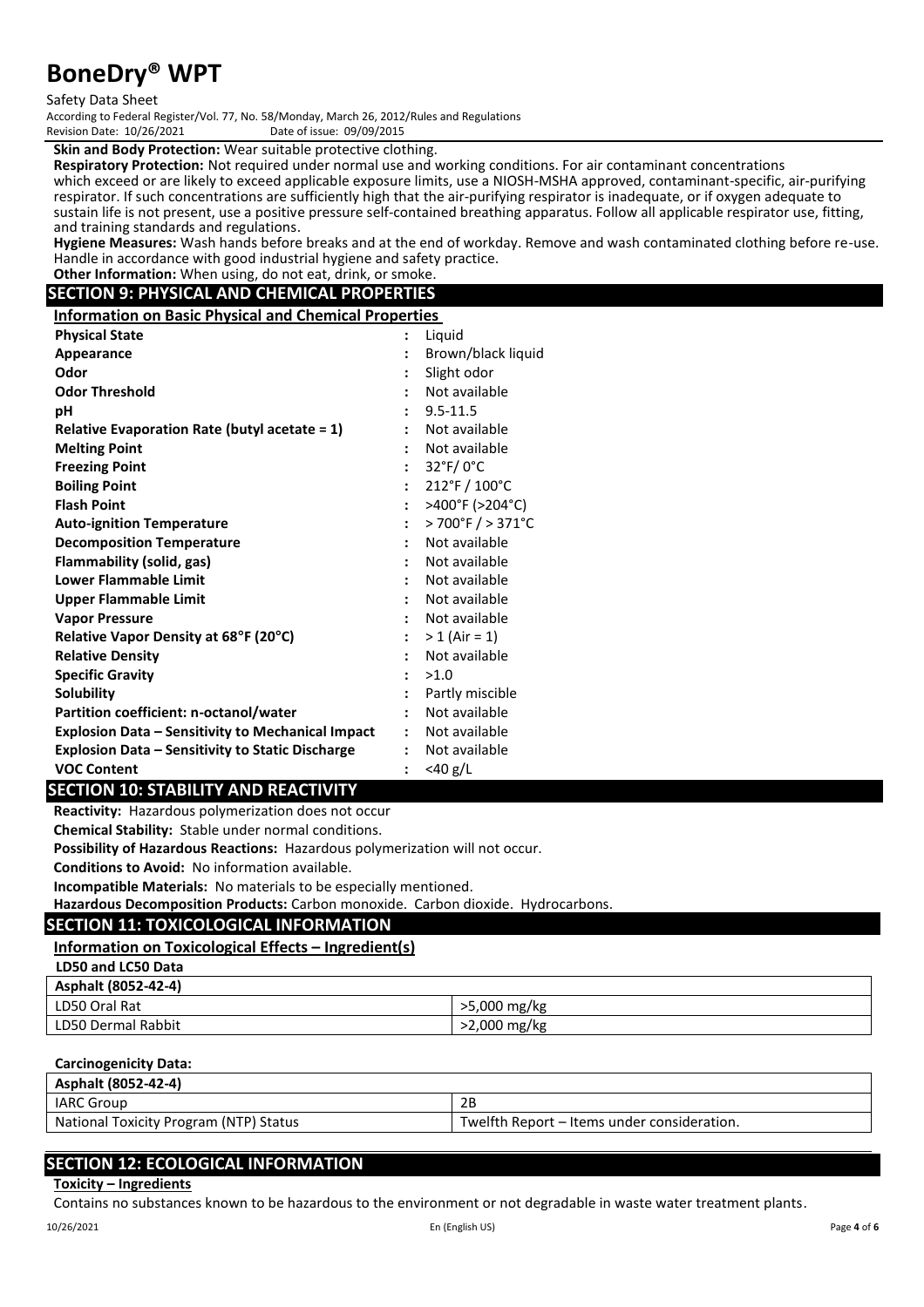**Skin and Body Protection:** Wear suitable protective clothing.

**Respiratory Protection:** Not required under normal use and working conditions. For air contaminant concentrations which exceed or are likely to exceed applicable exposure limits, use a NIOSH-MSHA approved, contaminant-specific, air-purifying respirator. If such concentrations are sufficiently high that the air-purifying respirator is inadequate, or if oxygen adequate to sustain life is not present, use a positive pressure self-contained breathing apparatus. Follow all applicable respirator use, fitting, and training standards and regulations.

**Hygiene Measures:** Wash hands before breaks and at the end of workday. Remove and wash contaminated clothing before re-use. Handle in accordance with good industrial hygiene and safety practice.

**Other Information:** When using, do not eat, drink, or smoke.

## SECTION 9: PHYSICAL AND CHEMICAL PROPERTIES

### Information on Basic Physical and Chemical Properties

| Property | | Value |
|---|---|---|
| **Physical State** | : | Liquid |
| **Appearance** | : | Brown/black liquid |
| **Odor** | : | Slight odor |
| **Odor Threshold** | : | Not available |
| **pH** | : | 9.5-11.5 |
| **Relative Evaporation Rate (butyl acetate = 1)** | : | Not available |
| **Melting Point** | : | Not available |
| **Freezing Point** | : | 32°F/ 0°C |
| **Boiling Point** | : | 212°F / 100°C |
| **Flash Point** | : | >400°F (>204°C) |
| **Auto-ignition Temperature** | : | > 700°F / > 371°C |
| **Decomposition Temperature** | : | Not available |
| **Flammability (solid, gas)** | : | Not available |
| **Lower Flammable Limit** | : | Not available |
| **Upper Flammable Limit** | : | Not available |
| **Vapor Pressure** | : | Not available |
| **Relative Vapor Density at 68°F (20°C)** | : | > 1 (Air = 1) |
| **Relative Density** | : | Not available |
| **Specific Gravity** | : | >1.0 |
| **Solubility** | : | Partly miscible |
| **Partition coefficient: n-octanol/water** | : | Not available |
| **Explosion Data – Sensitivity to Mechanical Impact** | : | Not available |
| **Explosion Data – Sensitivity to Static Discharge** | : | Not available |
| **VOC Content** | : | <40 g/L |

## SECTION 10: STABILITY AND REACTIVITY

**Reactivity:** Hazardous polymerization does not occur

**Chemical Stability:** Stable under normal conditions.

**Possibility of Hazardous Reactions:** Hazardous polymerization will not occur.

**Conditions to Avoid:** No information available.

**Incompatible Materials:** No materials to be especially mentioned.

**Hazardous Decomposition Products:** Carbon monoxide. Carbon dioxide. Hydrocarbons.

## SECTION 11: TOXICOLOGICAL INFORMATION

### Information on Toxicological Effects – Ingredient(s)

**LD50 and LC50 Data**

| Asphalt (8052-42-4) | |
|---|---|
| LD50 Oral Rat | >5,000 mg/kg |
| LD50 Dermal Rabbit | >2,000 mg/kg |

**Carcinogenicity Data:**

| Asphalt (8052-42-4) | |
|---|---|
| IARC Group | 2B |
| National Toxicity Program (NTP) Status | Twelfth Report – Items under consideration. |

## SECTION 12: ECOLOGICAL INFORMATION

**Toxicity – Ingredients**

Contains no substances known to be hazardous to the environment or not degradable in waste water treatment plants.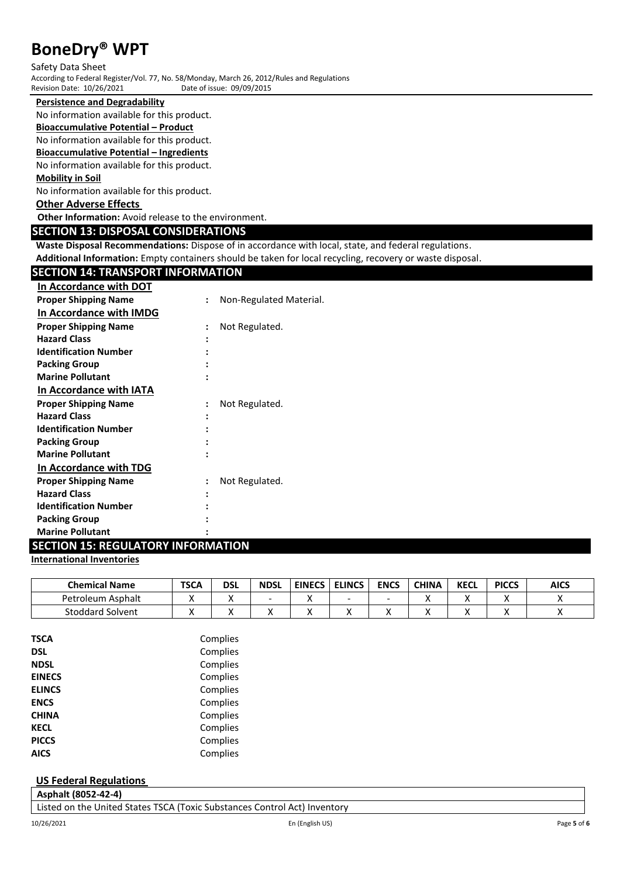**Persistence and Degradability**

No information available for this product.

**Bioaccumulative Potential – Product**

No information available for this product.

**Bioaccumulative Potential – Ingredients**

No information available for this product.

**Mobility in Soil**

No information available for this product.

**Other Adverse Effects**

**Other Information:** Avoid release to the environment.

## SECTION 13: DISPOSAL CONSIDERATIONS

**Waste Disposal Recommendations:** Dispose of in accordance with local, state, and federal regulations.

**Additional Information:** Empty containers should be taken for local recycling, recovery or waste disposal.

## SECTION 14: TRANSPORT INFORMATION

**In Accordance with DOT**

**Proper Shipping Name** : Non-Regulated Material.

**In Accordance with IMDG**

**Proper Shipping Name** : Not Regulated.
**Hazard Class** :
**Identification Number** :
**Packing Group** :
**Marine Pollutant** :

**In Accordance with IATA**

**Proper Shipping Name** : Not Regulated.
**Hazard Class** :
**Identification Number** :
**Packing Group** :
**Marine Pollutant** :

**In Accordance with TDG**

**Proper Shipping Name** : Not Regulated.
**Hazard Class** :
**Identification Number** :
**Packing Group** :
**Marine Pollutant** :

## SECTION 15: REGULATORY INFORMATION

**International Inventories**

| Chemical Name | TSCA | DSL | NDSL | EINECS | ELINCS | ENCS | CHINA | KECL | PICCS | AICS |
|---|---|---|---|---|---|---|---|---|---|---|
| Petroleum Asphalt | X | X | - | X | - | - | X | X | X | X |
| Stoddard Solvent | X | X | X | X | X | X | X | X | X | X |

| | |
|---|---|
| **TSCA** | Complies |
| **DSL** | Complies |
| **NDSL** | Complies |
| **EINECS** | Complies |
| **ELINCS** | Complies |
| **ENCS** | Complies |
| **CHINA** | Complies |
| **KECL** | Complies |
| **PICCS** | Complies |
| **AICS** | Complies |

**US Federal Regulations**

| **Asphalt (8052-42-4)** |
|---|
| Listed on the United States TSCA (Toxic Substances Control Act) Inventory |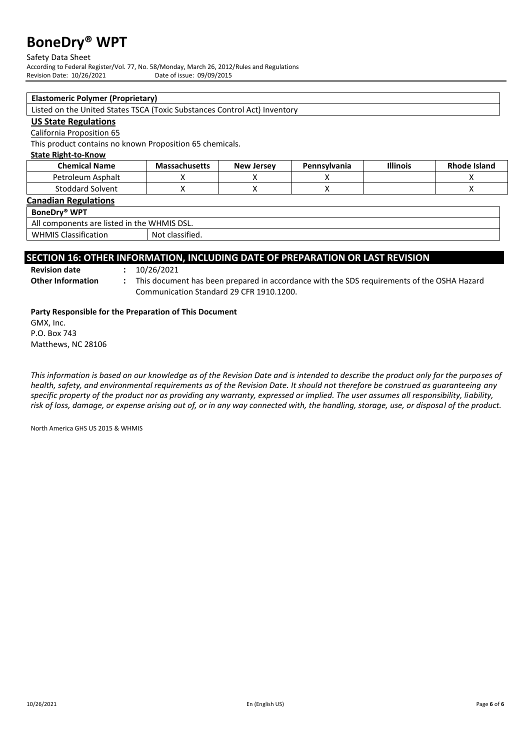| Elastomeric Polymer (Proprietary) |
| --- |
| Listed on the United States TSCA (Toxic Substances Control Act) Inventory |

### US State Regulations

California Proposition 65

This product contains no known Proposition 65 chemicals.

**State Right-to-Know**

| Chemical Name | Massachusetts | New Jersey | Pennsylvania | Illinois | Rhode Island |
| --- | --- | --- | --- | --- | --- |
| Petroleum Asphalt | X | X | X | | X |
| Stoddard Solvent | X | X | X | | X |

### Canadian Regulations

| BoneDry® WPT | |
| --- | --- |
| All components are listed in the WHMIS DSL. | |
| WHMIS Classification | Not classified. |

## SECTION 16: OTHER INFORMATION, INCLUDING DATE OF PREPARATION OR LAST REVISION

**Revision date** : 10/26/2021

**Other Information** : This document has been prepared in accordance with the SDS requirements of the OSHA Hazard Communication Standard 29 CFR 1910.1200.

**Party Responsible for the Preparation of This Document**

GMX, Inc.
P.O. Box 743
Matthews, NC 28106

*This information is based on our knowledge as of the Revision Date and is intended to describe the product only for the purposes of health, safety, and environmental requirements as of the Revision Date. It should not therefore be construed as guaranteeing any specific property of the product nor as providing any warranty, expressed or implied. The user assumes all responsibility, liability, risk of loss, damage, or expense arising out of, or in any way connected with, the handling, storage, use, or disposal of the product.*

North America GHS US 2015 & WHMIS